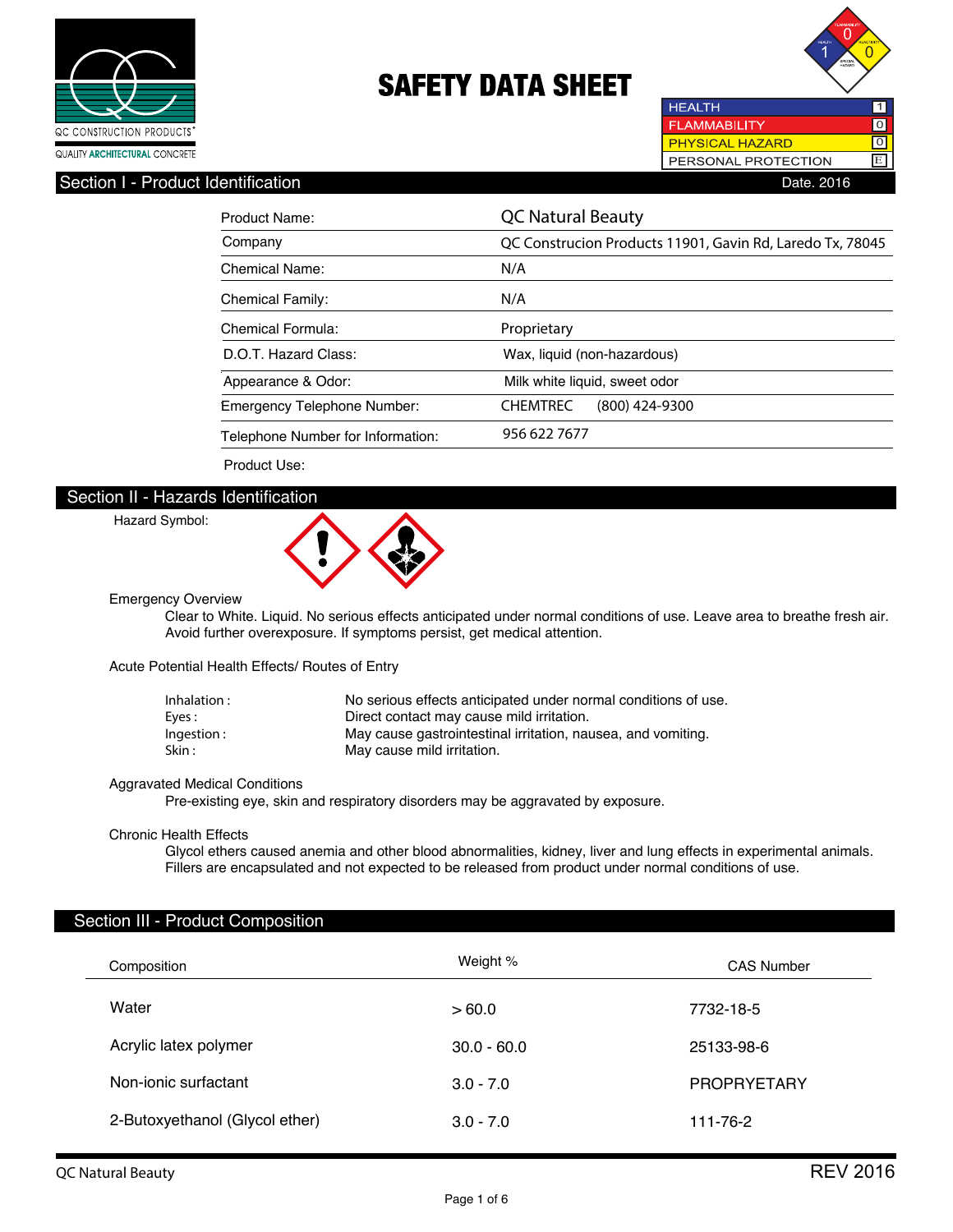QC CONSTRUCTION PRODUCTS®
QUALITY ARCHITECTURAL CONCRETE

# SAFETY DATA SHEET

| | |
|---|---|
| HEALTH | 1 |
| FLAMMABILITY | 0 |
| PHYSICAL HAZARD | 0 |
| PERSONAL PROTECTION | E |

## Section I - Product Identification

Date. 2016

| | |
|---|---|
| Product Name: | QC Natural Beauty |
| Company | QC Construcion Products 11901, Gavin Rd, Laredo Tx, 78045 |
| Chemical Name: | N/A |
| Chemical Family: | N/A |
| Chemical Formula: | Proprietary |
| D.O.T. Hazard Class: | Wax, liquid (non-hazardous) |
| Appearance & Odor: | Milk white liquid, sweet odor |
| Emergency Telephone Number: | CHEMTREC (800) 424-9300 |
| Telephone Number for Information: | 956 622 7677 |
| Product Use: | |

## Section II - Hazards Identification

Hazard Symbol:

Emergency Overview

Clear to White. Liquid. No serious effects anticipated under normal conditions of use. Leave area to breathe fresh air. Avoid further overexposure. If symptoms persist, get medical attention.

Acute Potential Health Effects/ Routes of Entry

| | |
|---|---|
| Inhalation : | No serious effects anticipated under normal conditions of use. |
| Eyes : | Direct contact may cause mild irritation. |
| Ingestion : | May cause gastrointestinal irritation, nausea, and vomiting. |
| Skin : | May cause mild irritation. |

Aggravated Medical Conditions

Pre-existing eye, skin and respiratory disorders may be aggravated by exposure.

Chronic Health Effects

Glycol ethers caused anemia and other blood abnormalities, kidney, liver and lung effects in experimental animals. Fillers are encapsulated and not expected to be released from product under normal conditions of use.

## Section III - Product Composition

| Composition | Weight % | CAS Number |
|---|---|---|
| Water | > 60.0 | 7732-18-5 |
| Acrylic latex polymer | 30.0 - 60.0 | 25133-98-6 |
| Non-ionic surfactant | 3.0 - 7.0 | PROPRYETARY |
| 2-Butoxyethanol (Glycol ether) | 3.0 - 7.0 | 111-76-2 |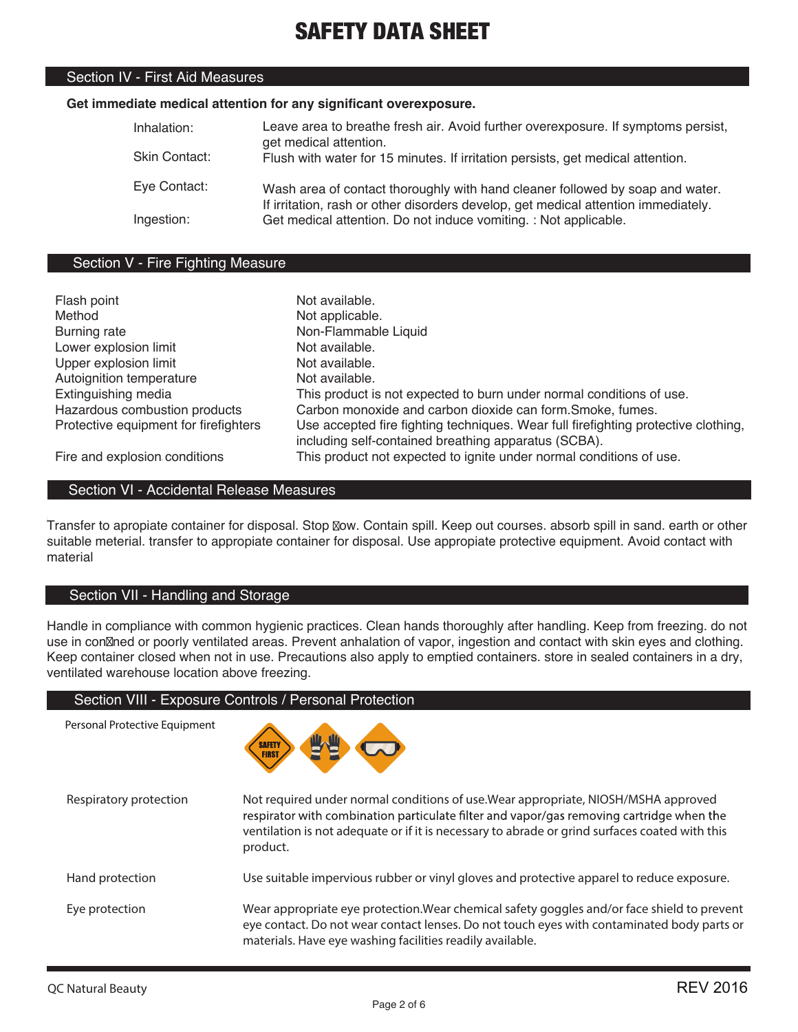# SAFETY DATA SHEET

## Section IV - First Aid Measures

**Get immediate medical attention for any significant overexposure.**

| | |
|---|---|
| Inhalation: | Leave area to breathe fresh air. Avoid further overexposure. If symptoms persist, get medical attention. |
| Skin Contact: | Flush with water for 15 minutes. If irritation persists, get medical attention. |
| Eye Contact: | Wash area of contact thoroughly with hand cleaner followed by soap and water. If irritation, rash or other disorders develop, get medical attention immediately. |
| Ingestion: | Get medical attention. Do not induce vomiting. : Not applicable. |

## Section V - Fire Fighting Measure

| | |
|---|---|
| Flash point | Not available. |
| Method | Not applicable. |
| Burning rate | Non-Flammable Liquid |
| Lower explosion limit | Not available. |
| Upper explosion limit | Not available. |
| Autoignition temperature | Not available. |
| Extinguishing media | This product is not expected to burn under normal conditions of use. |
| Hazardous combustion products | Carbon monoxide and carbon dioxide can form.Smoke, fumes. |
| Protective equipment for firefighters | Use accepted fire fighting techniques. Wear full firefighting protective clothing, including self-contained breathing apparatus (SCBA). |
| Fire and explosion conditions | This product not expected to ignite under normal conditions of use. |

## Section VI - Accidental Release Measures

Transfer to apropiate container for disposal. Stop flow. Contain spill. Keep out courses. absorb spill in sand. earth or other suitable meterial. transfer to appropiate container for disposal. Use appropiate protective equipment. Avoid contact with material

## Section VII - Handling and Storage

Handle in compliance with common hygienic practices. Clean hands thoroughly after handling. Keep from freezing. do not use in confined or poorly ventilated areas. Prevent anhalation of vapor, ingestion and contact with skin eyes and clothing. Keep container closed when not in use. Precautions also apply to emptied containers. store in sealed containers in a dry, ventilated warehouse location above freezing.

## Section VIII - Exposure Controls / Personal Protection

| | |
|---|---|
| Personal Protective Equipment | SAFETY FIRST |
| Respiratory protection | Not required under normal conditions of use.Wear appropriate, NIOSH/MSHA approved respirator with combination particulate filter and vapor/gas removing cartridge when the ventilation is not adequate or if it is necessary to abrade or grind surfaces coated with this product. |
| Hand protection | Use suitable impervious rubber or vinyl gloves and protective apparel to reduce exposure. |
| Eye protection | Wear appropriate eye protection.Wear chemical safety goggles and/or face shield to prevent eye contact. Do not wear contact lenses. Do not touch eyes with contaminated body parts or materials. Have eye washing facilities readily available. |

QC Natural Beauty REV 2016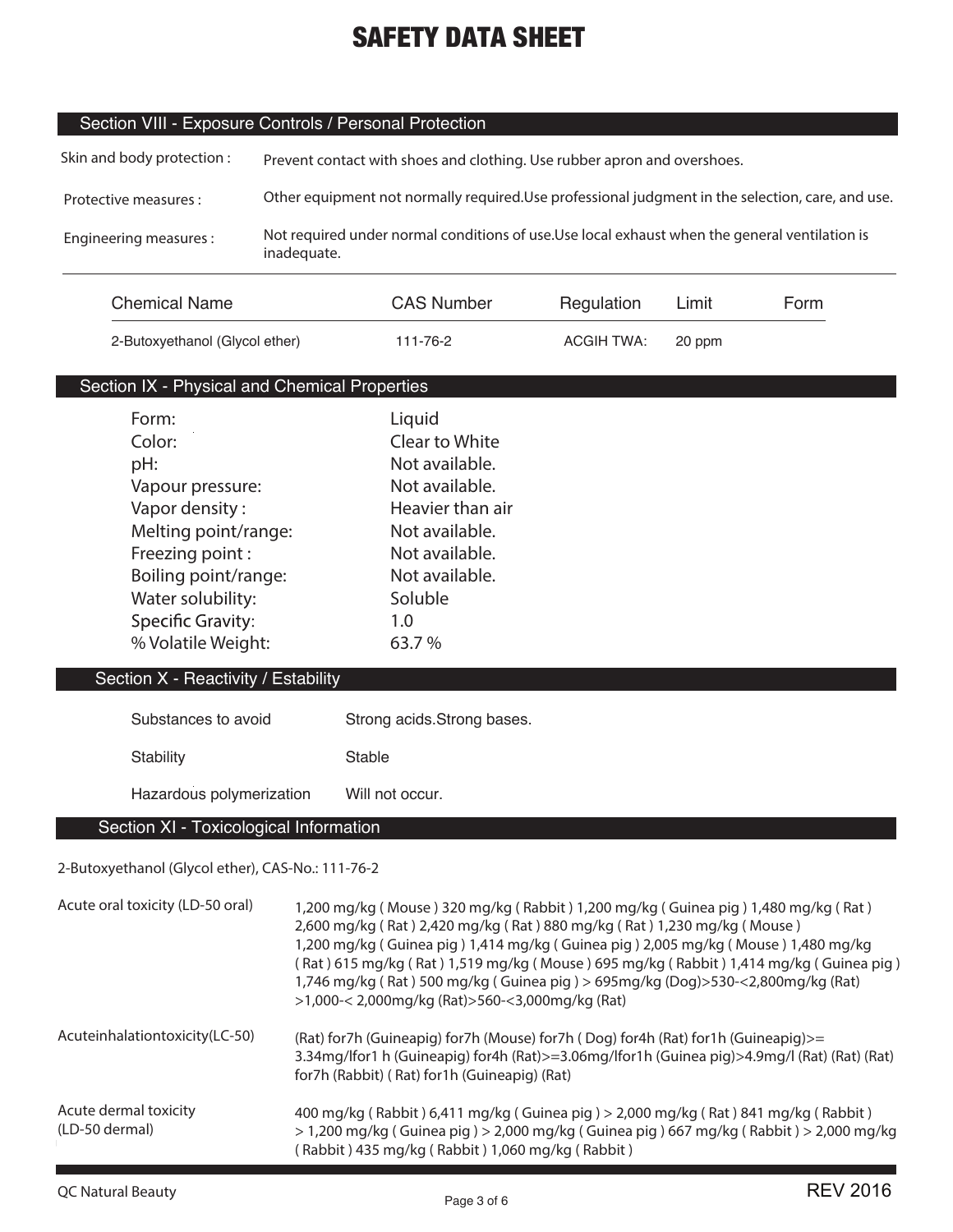# SAFETY DATA SHEET

## Section VIII - Exposure Controls / Personal Protection

Skin and body protection : Prevent contact with shoes and clothing. Use rubber apron and overshoes.

Protective measures : Other equipment not normally required.Use professional judgment in the selection, care, and use.

Engineering measures : Not required under normal conditions of use.Use local exhaust when the general ventilation is inadequate.

| Chemical Name | CAS Number | Regulation | Limit | Form |
|---|---|---|---|---|
| 2-Butoxyethanol (Glycol ether) | 111-76-2 | ACGIH TWA: | 20 ppm | |

## Section IX - Physical and Chemical Properties

| | |
|---|---|
| Form: | Liquid |
| Color: | Clear to White |
| pH: | Not available. |
| Vapour pressure: | Not available. |
| Vapor density : | Heavier than air |
| Melting point/range: | Not available. |
| Freezing point : | Not available. |
| Boiling point/range: | Not available. |
| Water solubility: | Soluble |
| Specific Gravity: | 1.0 |
| % Volatile Weight: | 63.7 % |

## Section X - Reactivity / Estability

| | |
|---|---|
| Substances to avoid | Strong acids.Strong bases. |
| Stability | Stable |
| Hazardous polymerization | Will not occur. |

## Section XI - Toxicological Information

2-Butoxyethanol (Glycol ether), CAS-No.: 111-76-2

Acute oral toxicity (LD-50 oral): 1,200 mg/kg ( Mouse ) 320 mg/kg ( Rabbit ) 1,200 mg/kg ( Guinea pig ) 1,480 mg/kg ( Rat ) 2,600 mg/kg ( Rat ) 2,420 mg/kg ( Rat ) 880 mg/kg ( Rat ) 1,230 mg/kg ( Mouse ) 1,200 mg/kg ( Guinea pig ) 1,414 mg/kg ( Guinea pig ) 2,005 mg/kg ( Mouse ) 1,480 mg/kg ( Rat ) 615 mg/kg ( Rat ) 1,519 mg/kg ( Mouse ) 695 mg/kg ( Rabbit ) 1,414 mg/kg ( Guinea pig ) 1,746 mg/kg ( Rat ) 500 mg/kg ( Guinea pig ) > 695mg/kg (Dog)>530-<2,800mg/kg (Rat) >1,000-< 2,000mg/kg (Rat)>560-<3,000mg/kg (Rat)

Acuteinhalationtoxicity(LC-50): (Rat) for7h (Guineapig) for7h (Mouse) for7h ( Dog) for4h (Rat) for1h (Guineapig)>= 3.34mg/lfor1 h (Guineapig) for4h (Rat)>=3.06mg/lfor1h (Guinea pig)>4.9mg/l (Rat) (Rat) (Rat) for7h (Rabbit) ( Rat) for1h (Guineapig) (Rat)

Acute dermal toxicity (LD-50 dermal): 400 mg/kg ( Rabbit ) 6,411 mg/kg ( Guinea pig ) > 2,000 mg/kg ( Rat ) 841 mg/kg ( Rabbit ) > 1,200 mg/kg ( Guinea pig ) > 2,000 mg/kg ( Guinea pig ) 667 mg/kg ( Rabbit ) > 2,000 mg/kg ( Rabbit ) 435 mg/kg ( Rabbit ) 1,060 mg/kg ( Rabbit )

QC Natural Beauty REV 2016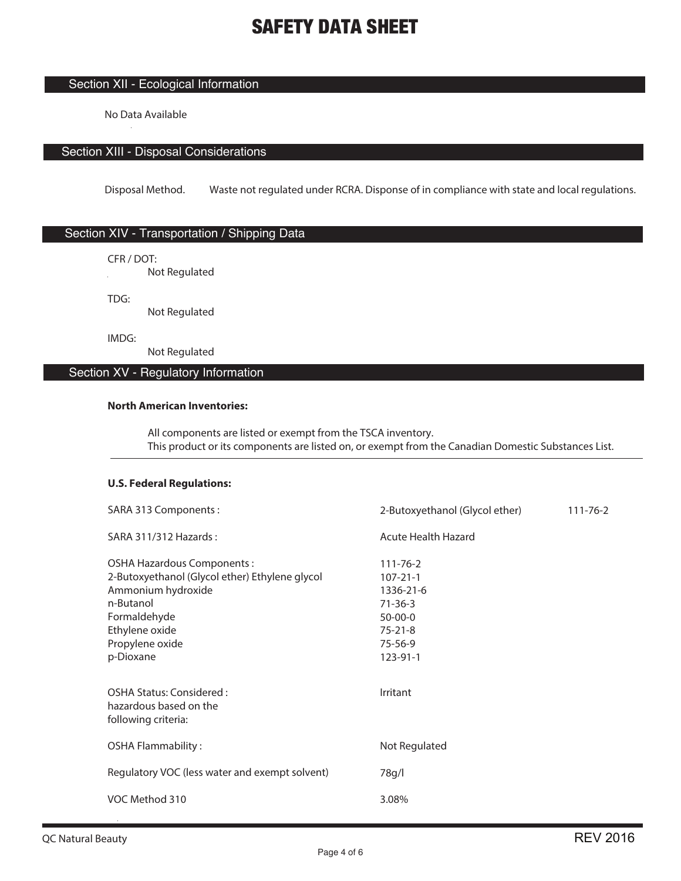# SAFETY DATA SHEET

## Section XII - Ecological Information

No Data Available

## Section XIII - Disposal Considerations

Disposal Method. Waste not regulated under RCRA. Disponse of in compliance with state and local regulations.

## Section XIV - Transportation / Shipping Data

CFR / DOT:
Not Regulated

TDG:
Not Regulated

IMDG:
Not Regulated

## Section XV - Regulatory Information

**North American Inventories:**

All components are listed or exempt from the TSCA inventory.
This product or its components are listed on, or exempt from the Canadian Domestic Substances List.

---

**U.S. Federal Regulations:**

| | | |
|---|---|---|
| SARA 313 Components : | 2-Butoxyethanol (Glycol ether) | 111-76-2 |
| SARA 311/312 Hazards : | Acute Health Hazard | |

OSHA Hazardous Components :

| | |
|---|---|
| 2-Butoxyethanol (Glycol ether) Ethylene glycol | 111-76-2 |
| | 107-21-1 |
| Ammonium hydroxide | 1336-21-6 |
| n-Butanol | 71-36-3 |
| Formaldehyde | 50-00-0 |
| Ethylene oxide | 75-21-8 |
| Propylene oxide | 75-56-9 |
| p-Dioxane | 123-91-1 |

| | |
|---|---|
| OSHA Status: Considered : hazardous based on the following criteria: | Irritant |
| OSHA Flammability : | Not Regulated |
| Regulatory VOC (less water and exempt solvent) | 78g/l |
| VOC Method 310 | 3.08% |

QC Natural Beauty REV 2016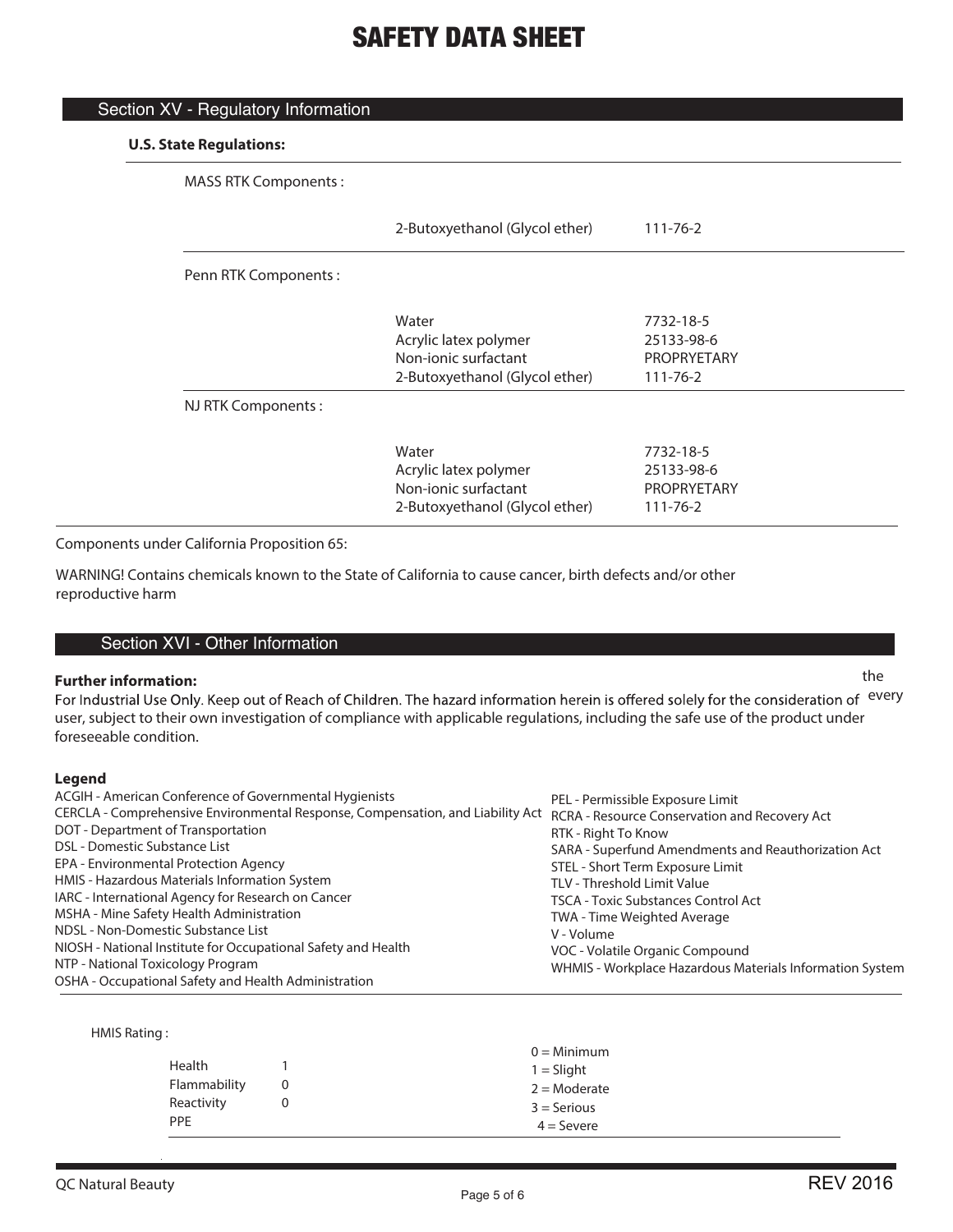# SAFETY DATA SHEET

## Section XV - Regulatory Information

**U.S. State Regulations:**

MASS RTK Components :

| | |
|---|---|
| 2-Butoxyethanol (Glycol ether) | 111-76-2 |

Penn RTK Components :

| | |
|---|---|
| Water | 7732-18-5 |
| Acrylic latex polymer | 25133-98-6 |
| Non-ionic surfactant | PROPRYETARY |
| 2-Butoxyethanol (Glycol ether) | 111-76-2 |

NJ RTK Components :

| | |
|---|---|
| Water | 7732-18-5 |
| Acrylic latex polymer | 25133-98-6 |
| Non-ionic surfactant | PROPRYETARY |
| 2-Butoxyethanol (Glycol ether) | 111-76-2 |

Components under California Proposition 65:

WARNING! Contains chemicals known to the State of California to cause cancer, birth defects and/or other reproductive harm

## Section XVI - Other Information

**Further information:**

For Industrial Use Only. Keep out of Reach of Children. The hazard information herein is offered solely for the consideration of the every user, subject to their own investigation of compliance with applicable regulations, including the safe use of the product under foreseeable condition.

**Legend**

ACGIH - American Conference of Governmental Hygienists
CERCLA - Comprehensive Environmental Response, Compensation, and Liability Act
DOT - Department of Transportation
DSL - Domestic Substance List
EPA - Environmental Protection Agency
HMIS - Hazardous Materials Information System
IARC - International Agency for Research on Cancer
MSHA - Mine Safety Health Administration
NDSL - Non-Domestic Substance List
NIOSH - National Institute for Occupational Safety and Health
NTP - National Toxicology Program
OSHA - Occupational Safety and Health Administration
PEL - Permissible Exposure Limit
RCRA - Resource Conservation and Recovery Act
RTK - Right To Know
SARA - Superfund Amendments and Reauthorization Act
STEL - Short Term Exposure Limit
TLV - Threshold Limit Value
TSCA - Toxic Substances Control Act
TWA - Time Weighted Average
V - Volume
VOC - Volatile Organic Compound
WHMIS - Workplace Hazardous Materials Information System

HMIS Rating :

| | | |
|---|---|---|
| Health | 1 | 0 = Minimum |
| Flammability | 0 | 1 = Slight |
| Reactivity | 0 | 2 = Moderate |
| PPE | | 3 = Serious |
| | | 4 = Severe |

QC Natural Beauty

REV 2016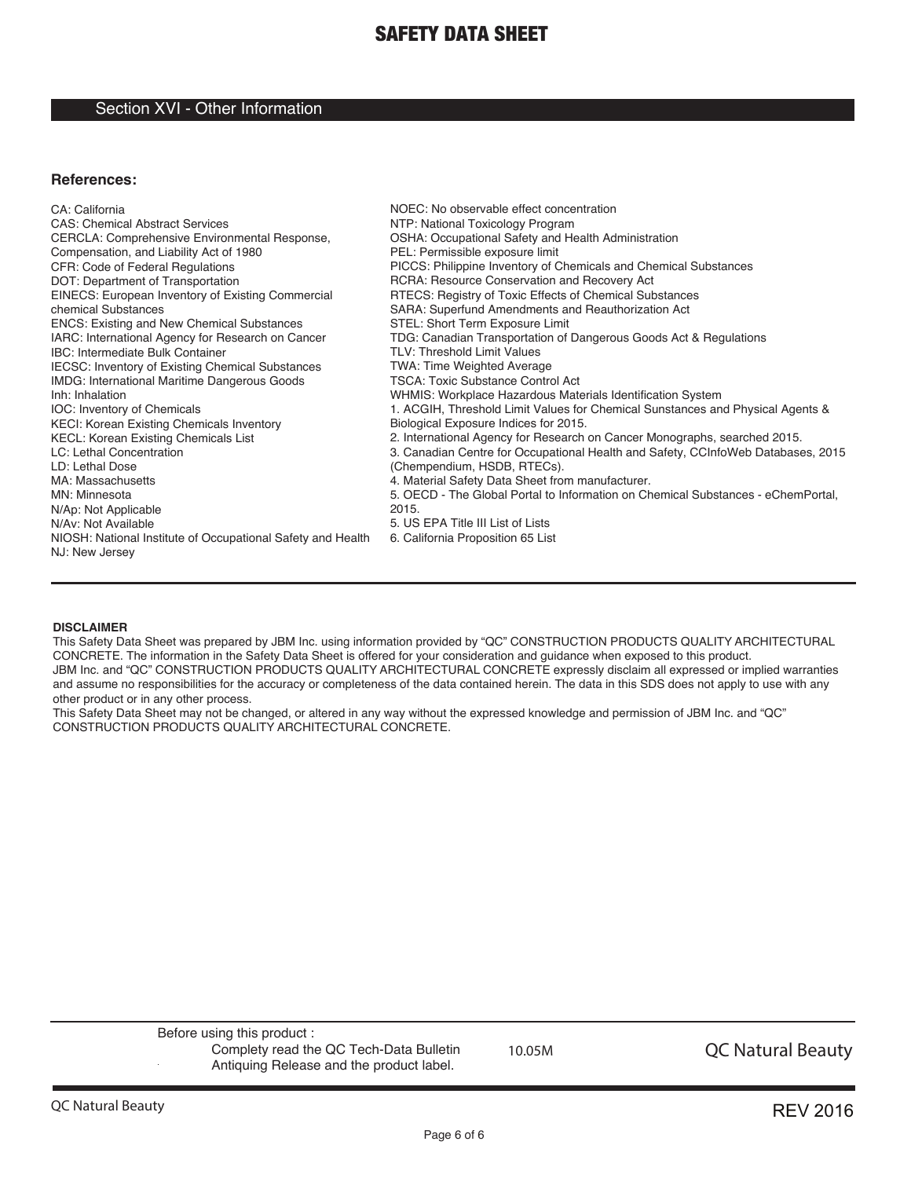## Section XVI - Other Information

### References:

CA: California
CAS: Chemical Abstract Services
CERCLA: Comprehensive Environmental Response, Compensation, and Liability Act of 1980
CFR: Code of Federal Regulations
DOT: Department of Transportation
EINECS: European Inventory of Existing Commercial chemical Substances
ENCS: Existing and New Chemical Substances
IARC: International Agency for Research on Cancer
IBC: Intermediate Bulk Container
IECSC: Inventory of Existing Chemical Substances
IMDG: International Maritime Dangerous Goods
Inh: Inhalation
IOC: Inventory of Chemicals
KECI: Korean Existing Chemicals Inventory
KECL: Korean Existing Chemicals List
LC: Lethal Concentration
LD: Lethal Dose
MA: Massachusetts
MN: Minnesota
N/Ap: Not Applicable
N/Av: Not Available
NIOSH: National Institute of Occupational Safety and Health
NJ: New Jersey
NOEC: No observable effect concentration
NTP: National Toxicology Program
OSHA: Occupational Safety and Health Administration
PEL: Permissible exposure limit
PICCS: Philippine Inventory of Chemicals and Chemical Substances
RCRA: Resource Conservation and Recovery Act
RTECS: Registry of Toxic Effects of Chemical Substances
SARA: Superfund Amendments and Reauthorization Act
STEL: Short Term Exposure Limit
TDG: Canadian Transportation of Dangerous Goods Act & Regulations
TLV: Threshold Limit Values
TWA: Time Weighted Average
TSCA: Toxic Substance Control Act
WHMIS: Workplace Hazardous Materials Identification System

1. ACGIH, Threshold Limit Values for Chemical Sunstances and Physical Agents & Biological Exposure Indices for 2015.
2. International Agency for Research on Cancer Monographs, searched 2015.
3. Canadian Centre for Occupational Health and Safety, CCInfoWeb Databases, 2015 (Chempendium, HSDB, RTECs).
4. Material Safety Data Sheet from manufacturer.
5. OECD - The Global Portal to Information on Chemical Substances - eChemPortal, 2015.
5. US EPA Title III List of Lists
6. California Proposition 65 List

**DISCLAIMER**

This Safety Data Sheet was prepared by JBM Inc. using information provided by "QC" CONSTRUCTION PRODUCTS QUALITY ARCHITECTURAL CONCRETE. The information in the Safety Data Sheet is offered for your consideration and guidance when exposed to this product.
JBM Inc. and "QC" CONSTRUCTION PRODUCTS QUALITY ARCHITECTURAL CONCRETE expressly disclaim all expressed or implied warranties and assume no responsibilities for the accuracy or completeness of the data contained herein. The data in this SDS does not apply to use with any other product or in any other process.
This Safety Data Sheet may not be changed, or altered in any way without the expressed knowledge and permission of JBM Inc. and "QC" CONSTRUCTION PRODUCTS QUALITY ARCHITECTURAL CONCRETE.

Before using this product :
Complety read the QC Tech-Data Bulletin Antiquing Release and the product label.

10.05M

QC Natural Beauty